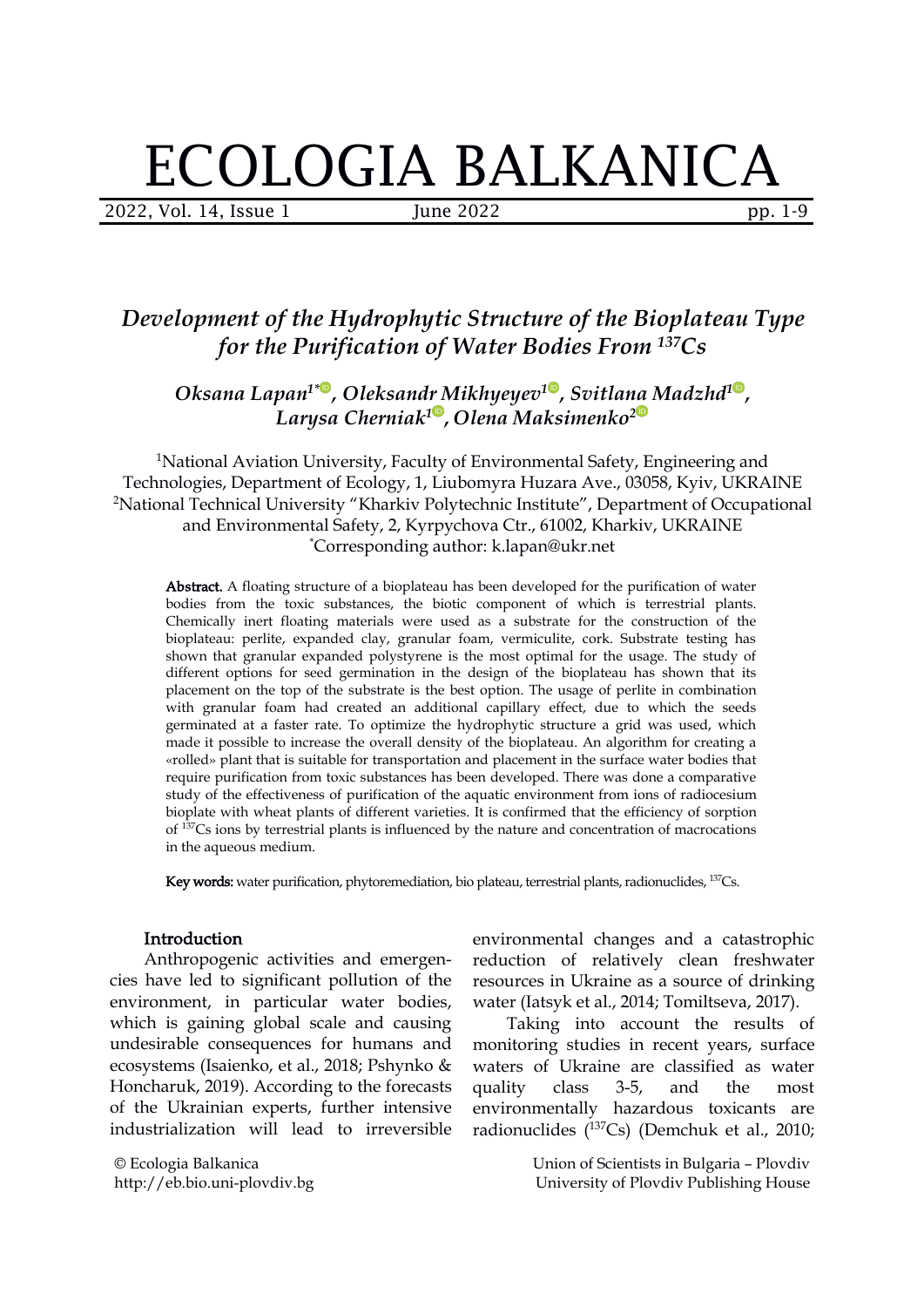# Development of the Hydrophytic Structure of the Bioplateau Type for the Purification of Water Bodies From $^{137}Cs$

*Oksana Lapan[1*], Oleksandr Mikhyeyev[1], Svitlana Madzhd[1], Larysa Cherniak[1], Olena Maksimenko[2]*

[1]National Aviation University, Faculty of Environmental Safety, Engineering and Technologies, Department of Ecology, 1, Liubomyra Huzara Ave., 03058, Kyiv, UKRAINE
[2]National Technical University "Kharkiv Polytechnic Institute", Department of Occupational and Environmental Safety, 2, Kyrpychova Ctr., 61002, Kharkiv, UKRAINE
[*]Corresponding author: k.lapan@ukr.net

**Abstract.** A floating structure of a bioplateau has been developed for the purification of water bodies from the toxic substances, the biotic component of which is terrestrial plants. Chemically inert floating materials were used as a substrate for the construction of the bioplateau: perlite, expanded clay, granular foam, vermiculite, cork. Substrate testing has shown that granular expanded polystyrene is the most optimal for the usage. The study of different options for seed germination in the design of the bioplateau has shown that its placement on the top of the substrate is the best option. The usage of perlite in combination with granular foam had created an additional capillary effect, due to which the seeds germinated at a faster rate. To optimize the hydrophytic structure a grid was used, which made it possible to increase the overall density of the bioplateau. An algorithm for creating a «rolled» plant that is suitable for transportation and placement in the surface water bodies that require purification from toxic substances has been developed. There was done a comparative study of the effectiveness of purification of the aquatic environment from ions of radiocesium bioplate with wheat plants of different varieties. It is confirmed that the efficiency of sorption of $^{137}Cs$ ions by terrestrial plants is influenced by the nature and concentration of macrocations in the aqueous medium.

**Key words:** water purification, phytoremediation, bio plateau, terrestrial plants, radionuclides, $^{137}Cs$.

## Introduction

Anthropogenic activities and emergencies have led to significant pollution of the environment, in particular water bodies, which is gaining global scale and causing undesirable consequences for humans and ecosystems (Isaienko, et al., 2018; Pshynko & Honcharuk, 2019). According to the forecasts of the Ukrainian experts, further intensive industrialization will lead to irreversible environmental changes and a catastrophic reduction of relatively clean freshwater resources in Ukraine as a source of drinking water (Iatsyk et al., 2014; Tomiltseva, 2017).

Taking into account the results of monitoring studies in recent years, surface waters of Ukraine are classified as water quality class 3-5, and the most environmentally hazardous toxicants are radionuclides ($^{137}Cs$) (Demchuk et al., 2010;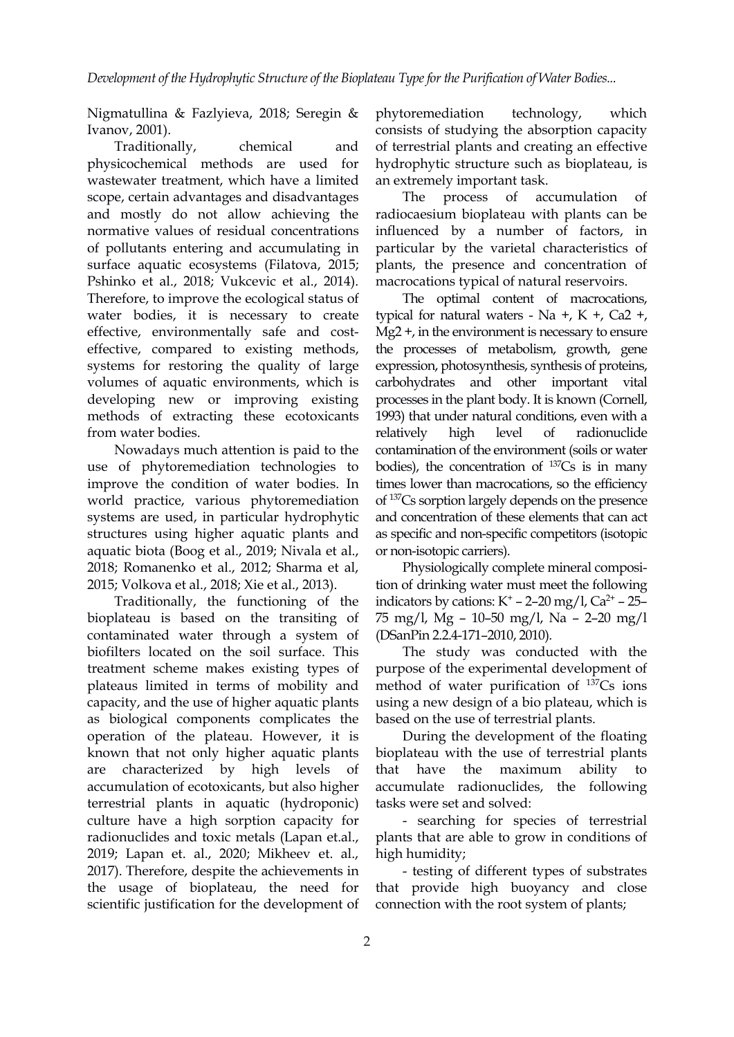Nigmatullina & Fazlyieva, 2018; Seregin & Ivanov, 2001).

Traditionally, chemical and physicochemical methods are used for wastewater treatment, which have a limited scope, certain advantages and disadvantages and mostly do not allow achieving the normative values of residual concentrations of pollutants entering and accumulating in surface aquatic ecosystems (Filatova, 2015; Pshinko et al., 2018; Vukcevic et al., 2014). Therefore, to improve the ecological status of water bodies, it is necessary to create effective, environmentally safe and cost-effective, compared to existing methods, systems for restoring the quality of large volumes of aquatic environments, which is developing new or improving existing methods of extracting these ecotoxicants from water bodies.

Nowadays much attention is paid to the use of phytoremediation technologies to improve the condition of water bodies. In world practice, various phytoremediation systems are used, in particular hydrophytic structures using higher aquatic plants and aquatic biota (Boog et al., 2019; Nivala et al., 2018; Romanenko et al., 2012; Sharma et al, 2015; Volkova et al., 2018; Xie et al., 2013).

Traditionally, the functioning of the bioplateau is based on the transiting of contaminated water through a system of biofilters located on the soil surface. This treatment scheme makes existing types of plateaus limited in terms of mobility and capacity, and the use of higher aquatic plants as biological components complicates the operation of the plateau. However, it is known that not only higher aquatic plants are characterized by high levels of accumulation of ecotoxicants, but also higher terrestrial plants in aquatic (hydroponic) culture have a high sorption capacity for radionuclides and toxic metals (Lapan et.al., 2019; Lapan et. al., 2020; Mikheev et. al., 2017). Therefore, despite the achievements in the usage of bioplateau, the need for scientific justification for the development of phytoremediation technology, which consists of studying the absorption capacity of terrestrial plants and creating an effective hydrophytic structure such as bioplateau, is an extremely important task.

The process of accumulation of radiocaesium bioplateau with plants can be influenced by a number of factors, in particular by the varietal characteristics of plants, the presence and concentration of macrocations typical of natural reservoirs.

The optimal content of macrocations, typical for natural waters - $Na^+$, $K^+$, $Ca^{2+}$, $Mg^{2+}$, in the environment is necessary to ensure the processes of metabolism, growth, gene expression, photosynthesis, synthesis of proteins, carbohydrates and other important vital processes in the plant body. It is known (Cornell, 1993) that under natural conditions, even with a relatively high level of radionuclide contamination of the environment (soils or water bodies), the concentration of $^{137}Cs$ is in many times lower than macrocations, so the efficiency of $^{137}Cs$ sorption largely depends on the presence and concentration of these elements that can act as specific and non-specific competitors (isotopic or non-isotopic carriers).

Physiologically complete mineral composition of drinking water must meet the following indicators by cations: $K^+$ – 2–20 mg/l, $Ca^{2+}$ – 25–75 mg/l, Mg – 10–50 mg/l, Na – 2–20 mg/l (DSanPin 2.2.4-171–2010, 2010).

The study was conducted with the purpose of the experimental development of method of water purification of $^{137}Cs$ ions using a new design of a bio plateau, which is based on the use of terrestrial plants.

During the development of the floating bioplateau with the use of terrestrial plants that have the maximum ability to accumulate radionuclides, the following tasks were set and solved:

- searching for species of terrestrial plants that are able to grow in conditions of high humidity;
- testing of different types of substrates that provide high buoyancy and close connection with the root system of plants;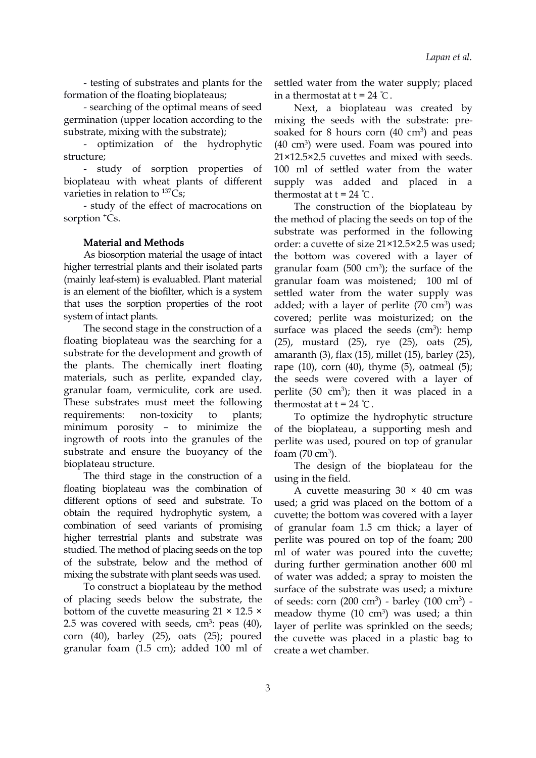- testing of substrates and plants for the formation of the floating bioplateaus;

- searching of the optimal means of seed germination (upper location according to the substrate, mixing with the substrate);

- optimization of the hydrophytic structure;

- study of sorption properties of bioplateau with wheat plants of different varieties in relation to $^{137}Cs$;

- study of the effect of macrocations on sorption $^{+}Cs$.

## Material and Methods

As biosorption material the usage of intact higher terrestrial plants and their isolated parts (mainly leaf-stem) is evaluabled. Plant material is an element of the biofilter, which is a system that uses the sorption properties of the root system of intact plants.

The second stage in the construction of a floating bioplateau was the searching for a substrate for the development and growth of the plants. The chemically inert floating materials, such as perlite, expanded clay, granular foam, vermiculite, cork are used. These substrates must meet the following requirements: non-toxicity to plants; minimum porosity – to minimize the ingrowth of roots into the granules of the substrate and ensure the buoyancy of the bioplateau structure.

The third stage in the construction of a floating bioplateau was the combination of different options of seed and substrate. To obtain the required hydrophytic system, a combination of seed variants of promising higher terrestrial plants and substrate was studied. The method of placing seeds on the top of the substrate, below and the method of mixing the substrate with plant seeds was used.

To construct a bioplateau by the method of placing seeds below the substrate, the bottom of the cuvette measuring 21 × 12.5 × 2.5 was covered with seeds, $cm^3$: peas (40), corn (40), barley (25), oats (25); poured granular foam (1.5 cm); added 100 ml of settled water from the water supply; placed in a thermostat at t = 24 ℃.

Next, a bioplateau was created by mixing the seeds with the substrate: pre-soaked for 8 hours corn (40 $cm^3$) and peas (40 $cm^3$) were used. Foam was poured into 21×12.5×2.5 cuvettes and mixed with seeds. 100 ml of settled water from the water supply was added and placed in a thermostat at t = 24 ℃.

The construction of the bioplateau by the method of placing the seeds on top of the substrate was performed in the following order: a cuvette of size 21×12.5×2.5 was used; the bottom was covered with a layer of granular foam (500 $cm^3$); the surface of the granular foam was moistened; 100 ml of settled water from the water supply was added; with a layer of perlite (70 $cm^3$) was covered; perlite was moisturized; on the surface was placed the seeds ($cm^3$): hemp (25), mustard (25), rye (25), oats (25), amaranth (3), flax (15), millet (15), barley (25), rape (10), corn (40), thyme (5), oatmeal (5); the seeds were covered with a layer of perlite (50 $cm^3$); then it was placed in a thermostat at t = 24 ℃.

To optimize the hydrophytic structure of the bioplateau, a supporting mesh and perlite was used, poured on top of granular foam (70 $cm^3$).

The design of the bioplateau for the using in the field.

A cuvette measuring 30 × 40 cm was used; a grid was placed on the bottom of a cuvette; the bottom was covered with a layer of granular foam 1.5 cm thick; a layer of perlite was poured on top of the foam; 200 ml of water was poured into the cuvette; during further germination another 600 ml of water was added; a spray to moisten the surface of the substrate was used; a mixture of seeds: corn (200 $cm^3$) - barley (100 $cm^3$) - meadow thyme (10 $cm^3$) was used; a thin layer of perlite was sprinkled on the seeds; the cuvette was placed in a plastic bag to create a wet chamber.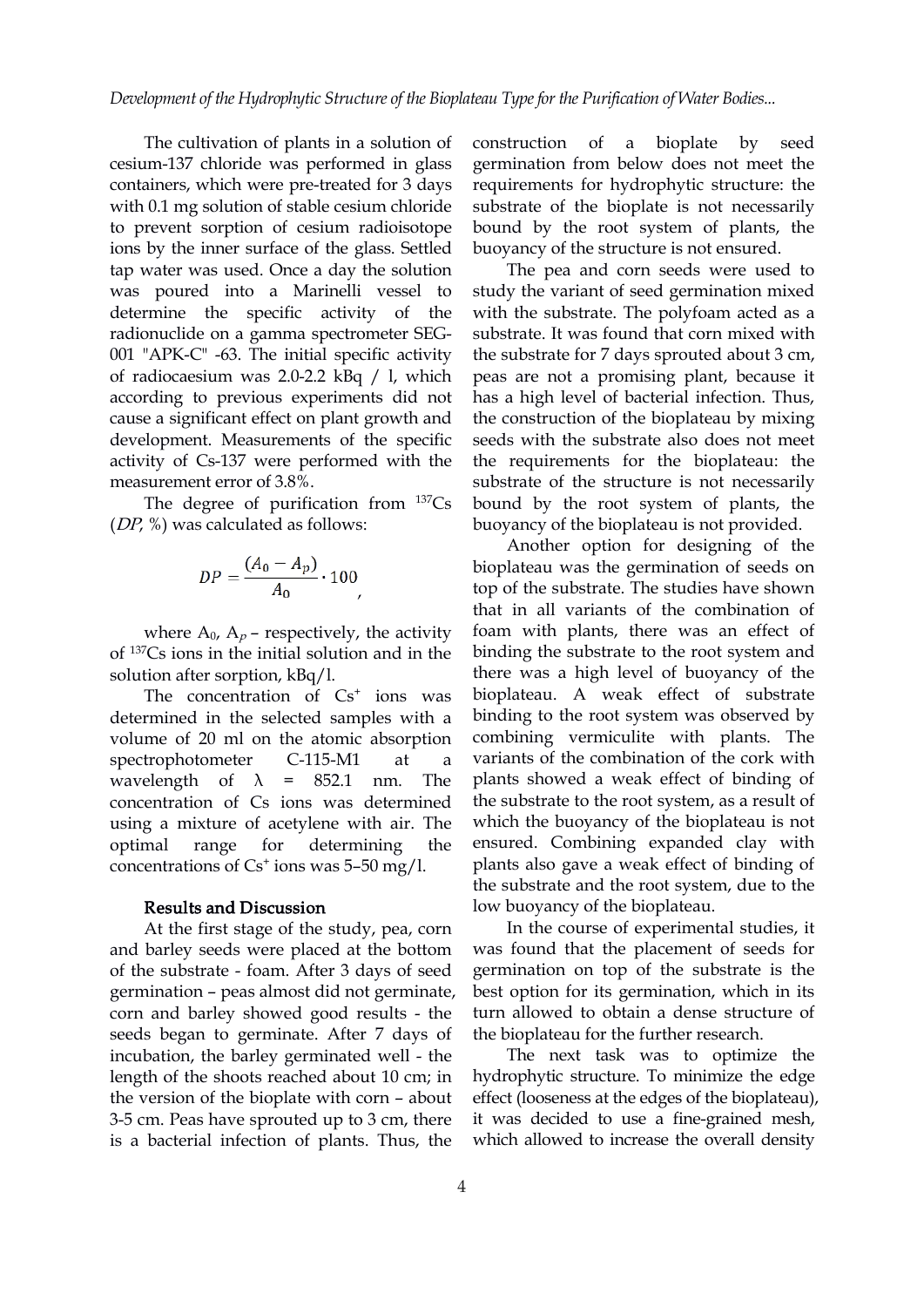The cultivation of plants in a solution of cesium-137 chloride was performed in glass containers, which were pre-treated for 3 days with 0.1 mg solution of stable cesium chloride to prevent sorption of cesium radioisotope ions by the inner surface of the glass. Settled tap water was used. Once a day the solution was poured into a Marinelli vessel to determine the specific activity of the radionuclide on a gamma spectrometer SEG-001 "APK-C" -63. The initial specific activity of radiocaesium was 2.0-2.2 kBq / l, which according to previous experiments did not cause a significant effect on plant growth and development. Measurements of the specific activity of Cs-137 were performed with the measurement error of 3.8%.

The degree of purification from $^{137}Cs$ (*DP*, %) was calculated as follows:

$$DP = \frac{(A_0 - A_p)}{A_0} \cdot 100,$$

where $A_0$, $A_p$ – respectively, the activity of $^{137}Cs$ ions in the initial solution and in the solution after sorption, kBq/l.

The concentration of $Cs^+$ ions was determined in the selected samples with a volume of 20 ml on the atomic absorption spectrophotometer C-115-M1 at a wavelength of $\lambda$ = 852.1 nm. The concentration of Cs ions was determined using a mixture of acetylene with air. The optimal range for determining the concentrations of $Cs^+$ ions was 5–50 mg/l.

## Results and Discussion

At the first stage of the study, pea, corn and barley seeds were placed at the bottom of the substrate - foam. After 3 days of seed germination – peas almost did not germinate, corn and barley showed good results - the seeds began to germinate. After 7 days of incubation, the barley germinated well - the length of the shoots reached about 10 cm; in the version of the bioplate with corn – about 3-5 cm. Peas have sprouted up to 3 cm, there is a bacterial infection of plants. Thus, the construction of a bioplate by seed germination from below does not meet the requirements for hydrophytic structure: the substrate of the bioplate is not necessarily bound by the root system of plants, the buoyancy of the structure is not ensured.

The pea and corn seeds were used to study the variant of seed germination mixed with the substrate. The polyfoam acted as a substrate. It was found that corn mixed with the substrate for 7 days sprouted about 3 cm, peas are not a promising plant, because it has a high level of bacterial infection. Thus, the construction of the bioplateau by mixing seeds with the substrate also does not meet the requirements for the bioplateau: the substrate of the structure is not necessarily bound by the root system of plants, the buoyancy of the bioplateau is not provided.

Another option for designing of the bioplateau was the germination of seeds on top of the substrate. The studies have shown that in all variants of the combination of foam with plants, there was an effect of binding the substrate to the root system and there was a high level of buoyancy of the bioplateau. A weak effect of substrate binding to the root system was observed by combining vermiculite with plants. The variants of the combination of the cork with plants showed a weak effect of binding of the substrate to the root system, as a result of which the buoyancy of the bioplateau is not ensured. Combining expanded clay with plants also gave a weak effect of binding of the substrate and the root system, due to the low buoyancy of the bioplateau.

In the course of experimental studies, it was found that the placement of seeds for germination on top of the substrate is the best option for its germination, which in its turn allowed to obtain a dense structure of the bioplateau for the further research.

The next task was to optimize the hydrophytic structure. To minimize the edge effect (looseness at the edges of the bioplateau), it was decided to use a fine-grained mesh, which allowed to increase the overall density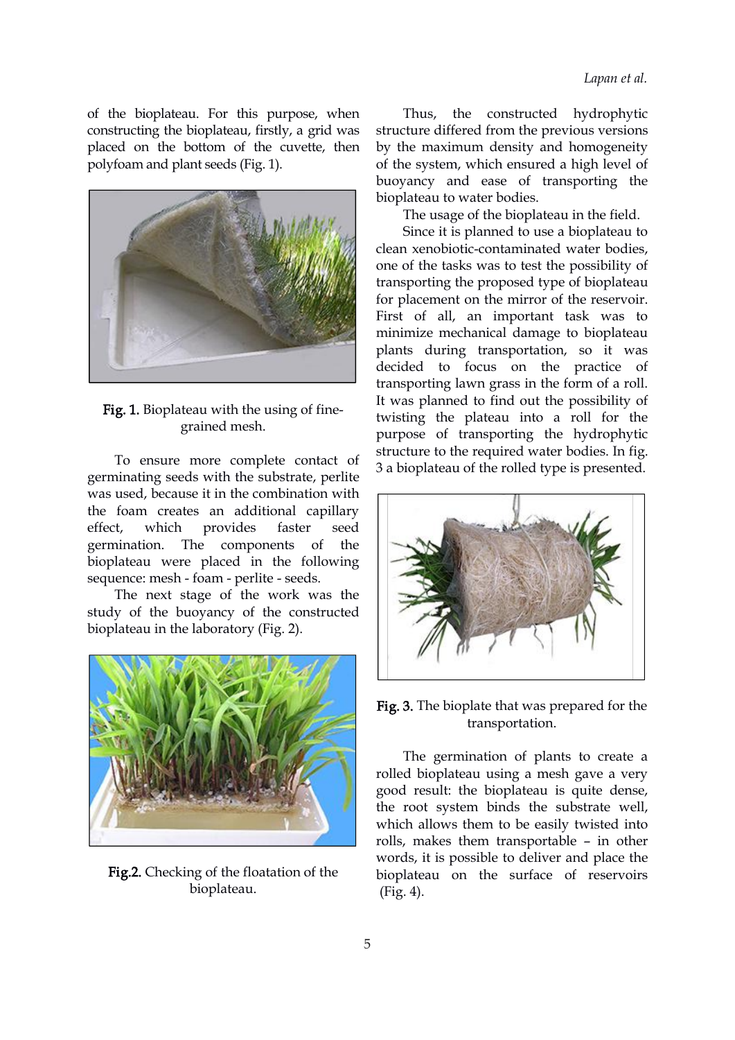of the bioplateau. For this purpose, when constructing the bioplateau, firstly, a grid was placed on the bottom of the cuvette, then polyfoam and plant seeds (Fig. 1).

**Fig. 1.** Bioplateau with the using of fine-grained mesh.

To ensure more complete contact of germinating seeds with the substrate, perlite was used, because it in the combination with the foam creates an additional capillary effect, which provides faster seed germination. The components of the bioplateau were placed in the following sequence: mesh - foam - perlite - seeds.

The next stage of the work was the study of the buoyancy of the constructed bioplateau in the laboratory (Fig. 2).

**Fig.2.** Checking of the floatation of the bioplateau.

Thus, the constructed hydrophytic structure differed from the previous versions by the maximum density and homogeneity of the system, which ensured a high level of buoyancy and ease of transporting the bioplateau to water bodies.

The usage of the bioplateau in the field.

Since it is planned to use a bioplateau to clean xenobiotic-contaminated water bodies, one of the tasks was to test the possibility of transporting the proposed type of bioplateau for placement on the mirror of the reservoir. First of all, an important task was to minimize mechanical damage to bioplateau plants during transportation, so it was decided to focus on the practice of transporting lawn grass in the form of a roll. It was planned to find out the possibility of twisting the plateau into a roll for the purpose of transporting the hydrophytic structure to the required water bodies. In fig. 3 a bioplateau of the rolled type is presented.

**Fig. 3.** The bioplate that was prepared for the transportation.

The germination of plants to create a rolled bioplateau using a mesh gave a very good result: the bioplateau is quite dense, the root system binds the substrate well, which allows them to be easily twisted into rolls, makes them transportable – in other words, it is possible to deliver and place the bioplateau on the surface of reservoirs (Fig. 4).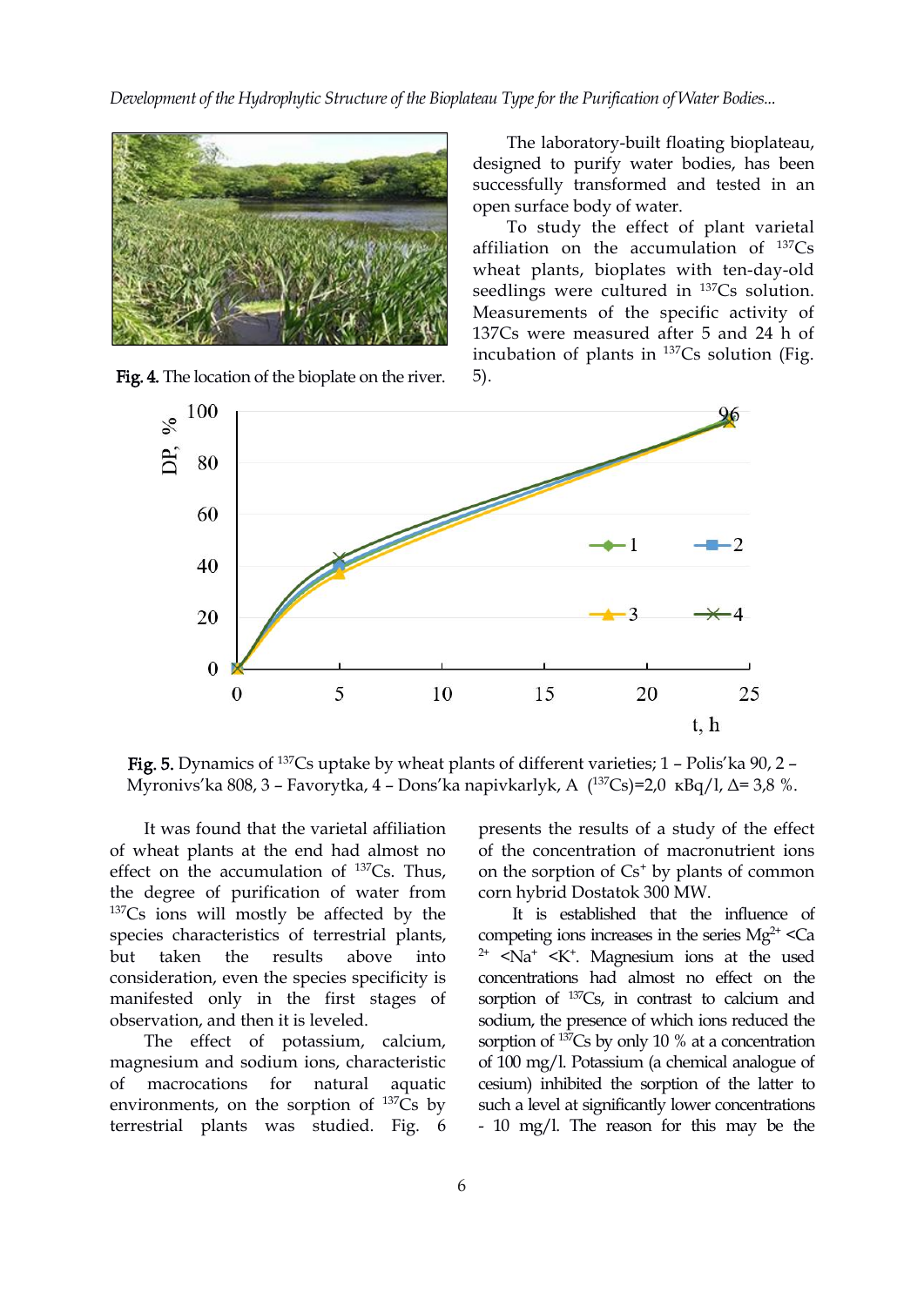Fig. 4. The location of the bioplate on the river.

The laboratory-built floating bioplateau, designed to purify water bodies, has been successfully transformed and tested in an open surface body of water.

To study the effect of plant varietal affiliation on the accumulation of $^{137}Cs$ wheat plants, bioplates with ten-day-old seedlings were cultured in $^{137}Cs$ solution. Measurements of the specific activity of 137Cs were measured after 5 and 24 h of incubation of plants in $^{137}Cs$ solution (Fig. 5).

Fig. 5. Dynamics of $^{137}Cs$ uptake by wheat plants of different varieties; 1 – Polis'ka 90, 2 – Myronivs'ka 808, 3 – Favorytka, 4 – Dons'ka napivkarlyk, A ($^{137}Cs$)=2,0 кBq/l, Δ= 3,8 %.

It was found that the varietal affiliation of wheat plants at the end had almost no effect on the accumulation of $^{137}Cs$. Thus, the degree of purification of water from $^{137}Cs$ ions will mostly be affected by the species characteristics of terrestrial plants, but taken the results above into consideration, even the species specificity is manifested only in the first stages of observation, and then it is leveled.

The effect of potassium, calcium, magnesium and sodium ions, characteristic of macrocations for natural aquatic environments, on the sorption of $^{137}Cs$ by terrestrial plants was studied. Fig. 6 presents the results of a study of the effect of the concentration of macronutrient ions on the sorption of $Cs^{+}$ by plants of common corn hybrid Dostatok 300 MW.

It is established that the influence of competing ions increases in the series $Mg^{2+} < Ca^{2+} < Na^{+} < K^{+}$. Magnesium ions at the used concentrations had almost no effect on the sorption of $^{137}Cs$, in contrast to calcium and sodium, the presence of which ions reduced the sorption of $^{137}Cs$ by only 10 % at a concentration of 100 mg/l. Potassium (a chemical analogue of cesium) inhibited the sorption of the latter to such a level at significantly lower concentrations - 10 mg/l. The reason for this may be the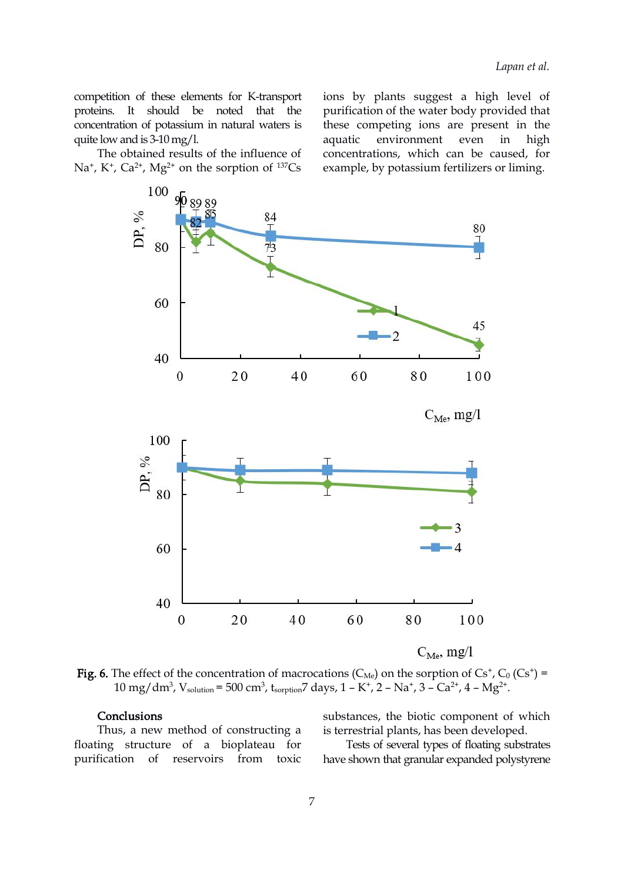competition of these elements for K-transport proteins. It should be noted that the concentration of potassium in natural waters is quite low and is 3-10 mg/l.

The obtained results of the influence of $Na^+$, $K^+$, $Ca^{2+}$, $Mg^{2+}$ on the sorption of $^{137}Cs$ ions by plants suggest a high level of purification of the water body provided that these competing ions are present in the aquatic environment even in high concentrations, which can be caused, for example, by potassium fertilizers or liming.

**Fig. 6.** The effect of the concentration of macrocations ($C_{Me}$) on the sorption of $Cs^+$, $C_0$ ($Cs^+$) = 10 mg/dm$^3$, $V_{solution}$ = 500 cm$^3$, $t_{sorption}$ 7 days, 1 – $K^+$, 2 – $Na^+$, 3 – $Ca^{2+}$, 4 – $Mg^{2+}$.

**Conclusions**

Thus, a new method of constructing a floating structure of a bioplateau for purification of reservoirs from toxic substances, the biotic component of which is terrestrial plants, has been developed.

Tests of several types of floating substrates have shown that granular expanded polystyrene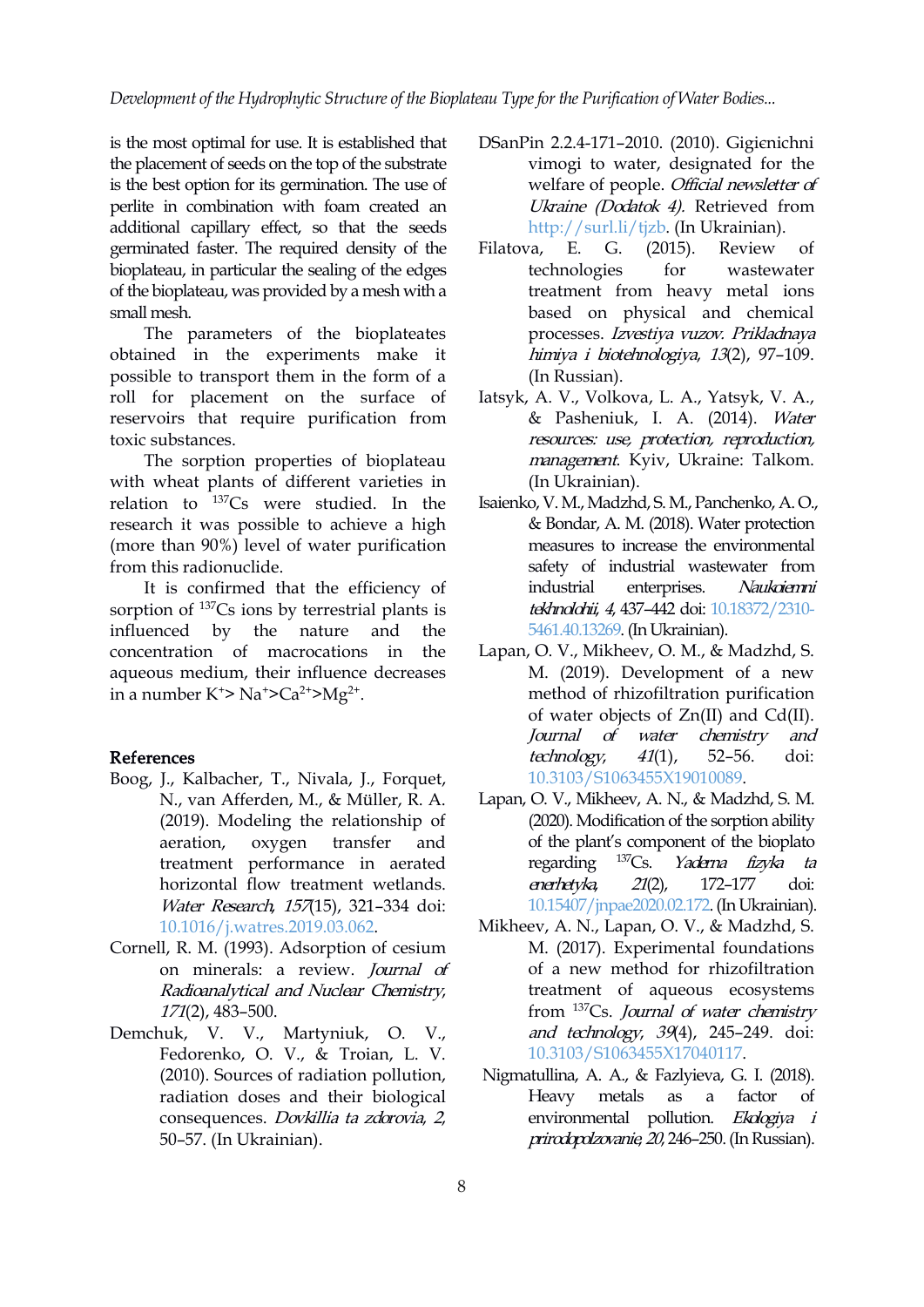is the most optimal for use. It is established that the placement of seeds on the top of the substrate is the best option for its germination. The use of perlite in combination with foam created an additional capillary effect, so that the seeds germinated faster. The required density of the bioplateau, in particular the sealing of the edges of the bioplateau, was provided by a mesh with a small mesh.

The parameters of the bioplateates obtained in the experiments make it possible to transport them in the form of a roll for placement on the surface of reservoirs that require purification from toxic substances.

The sorption properties of bioplateau with wheat plants of different varieties in relation to $^{137}$Cs were studied. In the research it was possible to achieve a high (more than 90%) level of water purification from this radionuclide.

It is confirmed that the efficiency of sorption of $^{137}$Cs ions by terrestrial plants is influenced by the nature and the concentration of macrocations in the aqueous medium, their influence decreases in a number $K^{+}$> $Na^{+}$>$Ca^{2+}$>$Mg^{2+}$.

## References

Boog, J., Kalbacher, T., Nivala, J., Forquet, N., van Afferden, M., & Müller, R. A. (2019). Modeling the relationship of aeration, oxygen transfer and treatment performance in aerated horizontal flow treatment wetlands. *Water Research, 157*(15), 321–334 doi: 10.1016/j.watres.2019.03.062.

Cornell, R. M. (1993). Adsorption of cesium on minerals: a review. *Journal of Radioanalytical and Nuclear Chemistry, 171*(2), 483–500.

Demchuk, V. V., Martyniuk, O. V., Fedorenko, O. V., & Troian, L. V. (2010). Sources of radiation pollution, radiation doses and their biological consequences. *Dovkillia ta zdorovia, 2,* 50–57. (In Ukrainian).

DSanPin 2.2.4-171–2010. (2010). Gigienichni vimogi to water, designated for the welfare of people. *Official newsletter of Ukraine (Dodatok 4).* Retrieved from http://surl.li/tjzb. (In Ukrainian).

Filatova, E. G. (2015). Review of technologies for wastewater treatment from heavy metal ions based on physical and chemical processes. *Izvestiya vuzov. Prikladnaya himiya i biotehnologiya, 13*(2), 97–109. (In Russian).

Iatsyk, A. V., Volkova, L. A., Yatsyk, V. A., & Pasheniuk, I. A. (2014). *Water resources: use, protection, reproduction, management*. Kyiv, Ukraine: Talkom. (In Ukrainian).

Isaienko, V. M., Madzhd, S. M., Panchenko, A. O., & Bondar, A. M. (2018). Water protection measures to increase the environmental safety of industrial wastewater from industrial enterprises. *Naukoiemni tekhnolohii, 4,* 437–442 doi: 10.18372/2310-5461.40.13269. (In Ukrainian).

Lapan, O. V., Mikheev, O. M., & Madzhd, S. M. (2019). Development of a new method of rhizofiltration purification of water objects of Zn(II) and Cd(II). *Journal of water chemistry and technology, 41*(1), 52–56. doi: 10.3103/S1063455X19010089.

Lapan, O. V., Mikheev, A. N., & Madzhd, S. M. (2020). Modification of the sorption ability of the plant's component of the bioplato regarding $^{137}$Cs. *Yaderna fizyka ta enerhetyka, 21*(2), 172–177 doi: 10.15407/jnpae2020.02.172. (In Ukrainian).

Mikheev, A. N., Lapan, O. V., & Madzhd, S. M. (2017). Experimental foundations of a new method for rhizofiltration treatment of aqueous ecosystems from $^{137}$Cs. *Journal of water chemistry and technology, 39*(4), 245–249. doi: 10.3103/S1063455X17040117.

Nigmatullina, A. A., & Fazlyieva, G. I. (2018). Heavy metals as a factor of environmental pollution. *Ekologiya i prirodopolzovanie, 20,* 246–250. (In Russian).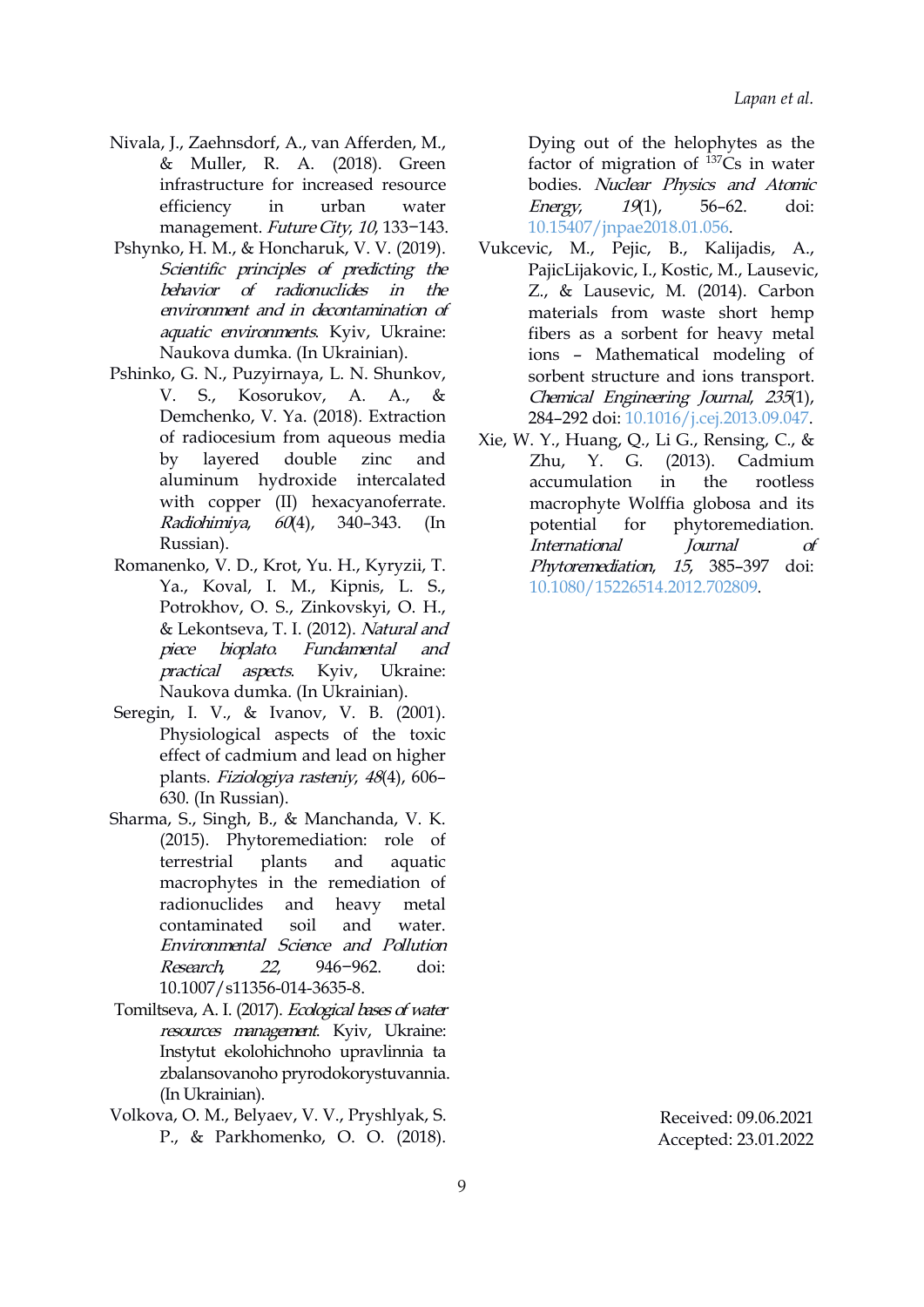Nivala, J., Zaehnsdorf, A., van Afferden, M., & Muller, R. A. (2018). Green infrastructure for increased resource efficiency in urban water management. *Future City*, *10*, 133−143.

Pshynko, H. M., & Honcharuk, V. V. (2019). *Scientific principles of predicting the behavior of radionuclides in the environment and in decontamination of aquatic environments*. Kyiv, Ukraine: Naukova dumka. (In Ukrainian).

Pshinko, G. N., Puzyirnaya, L. N. Shunkov, V. S., Kosorukov, A. A., & Demchenko, V. Ya. (2018). Extraction of radiocesium from aqueous media by layered double zinc and aluminum hydroxide intercalated with copper (II) hexacyanoferrate. *Radiohimiya*, *60*(4), 340–343. (In Russian).

Romanenko, V. D., Krot, Yu. H., Kyryzii, T. Ya., Koval, I. M., Kipnis, L. S., Potrokhov, O. S., Zinkovskyi, O. H., & Lekontseva, T. I. (2012). *Natural and piece bioplato. Fundamental and practical aspects*. Kyiv, Ukraine: Naukova dumka. (In Ukrainian).

Seregin, I. V., & Ivanov, V. B. (2001). Physiological aspects of the toxic effect of cadmium and lead on higher plants. *Fiziologiya rasteniy*, *48*(4), 606–630. (In Russian).

Sharma, S., Singh, B., & Manchanda, V. K. (2015). Phytoremediation: role of terrestrial plants and aquatic macrophytes in the remediation of radionuclides and heavy metal contaminated soil and water. *Environmental Science and Pollution Research*, *22*, 946−962. doi: 10.1007/s11356-014-3635-8.

Tomiltseva, A. I. (2017). *Ecological bases of water resources management*. Kyiv, Ukraine: Instytut ekolohichnoho upravlinnia ta zbalansovanoho pryrodokorystuvannia. (In Ukrainian).

Volkova, O. M., Belyaev, V. V., Pryshlyak, S. P., & Parkhomenko, O. O. (2018). Dying out of the helophytes as the factor of migration of $^{137}$Cs in water bodies. *Nuclear Physics and Atomic Energy*, *19*(1), 56–62. doi: 10.15407/jnpae2018.01.056.

Vukcevic, M., Pejic, B., Kalijadis, A., PajicLijakovic, I., Kostic, M., Lausevic, Z., & Lausevic, M. (2014). Carbon materials from waste short hemp fibers as a sorbent for heavy metal ions – Mathematical modeling of sorbent structure and ions transport. *Chemical Engineering Journal*, *235*(1), 284–292 doi: 10.1016/j.cej.2013.09.047.

Xie, W. Y., Huang, Q., Li G., Rensing, C., & Zhu, Y. G. (2013). Cadmium accumulation in the rootless macrophyte Wolffia globosa and its potential for phytoremediation. *International Journal of Phytoremediation*, *15*, 385–397 doi: 10.1080/15226514.2012.702809.

Received: 09.06.2021
Accepted: 23.01.2022